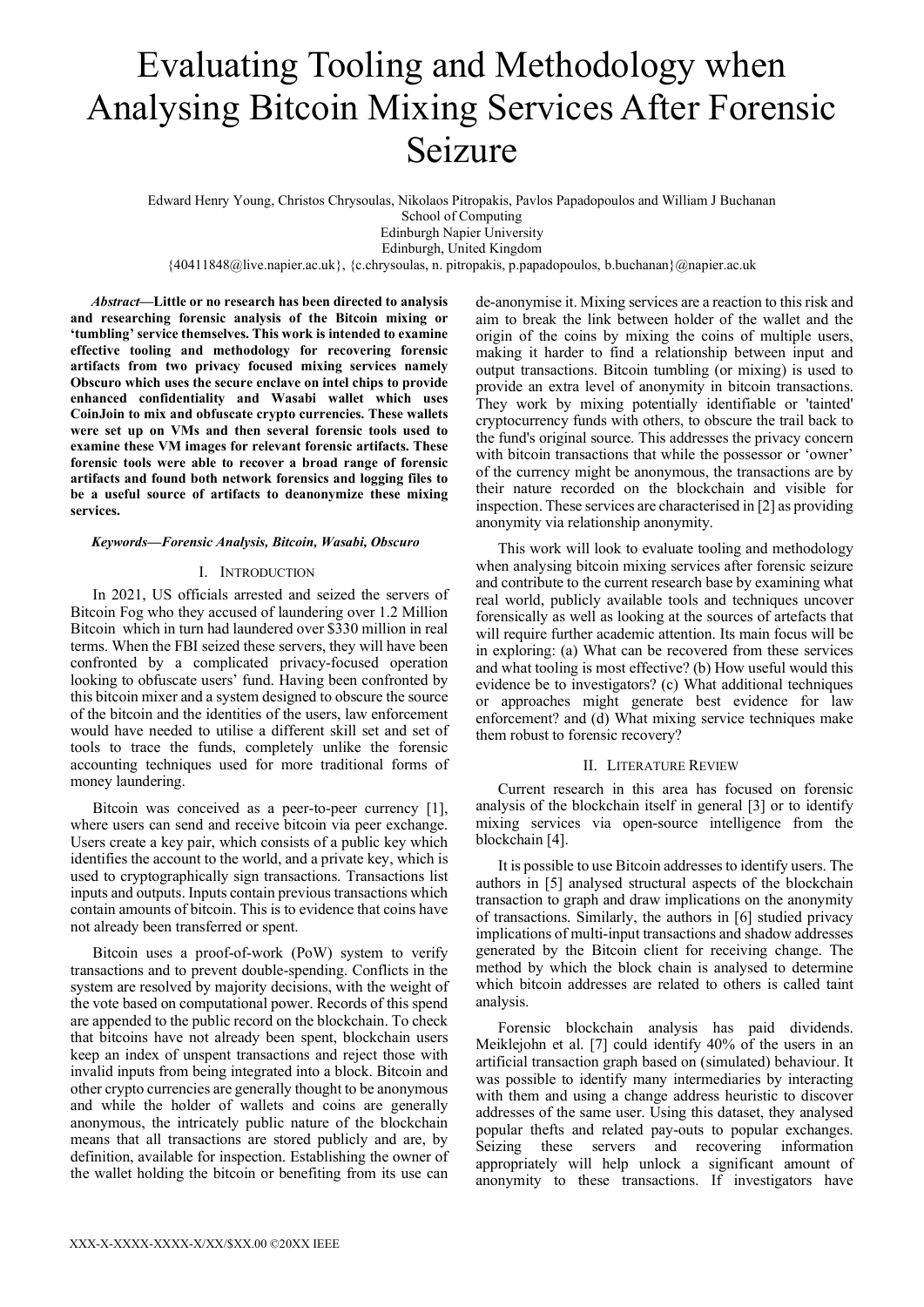# Evaluating Tooling and Methodology when Analysing Bitcoin Mixing Services After Forensic Seizure

Edward Henry Young, Christos Chrysoulas, Nikolaos Pitropakis, Pavlos Papadopoulos and William J Buchanan
School of Computing
Edinburgh Napier University
Edinburgh, United Kingdom
{40411848@live.napier.ac.uk}, {c.chrysoulas, n. pitropakis, p.papadopoulos, b.buchanan}@napier.ac.uk

***Abstract*—Little or no research has been directed to analysis and researching forensic analysis of the Bitcoin mixing or 'tumbling' service themselves. This work is intended to examine effective tooling and methodology for recovering forensic artifacts from two privacy focused mixing services namely Obscuro which uses the secure enclave on intel chips to provide enhanced confidentiality and Wasabi wallet which uses CoinJoin to mix and obfuscate crypto currencies. These wallets were set up on VMs and then several forensic tools used to examine these VM images for relevant forensic artifacts. These forensic tools were able to recover a broad range of forensic artifacts and found both network forensics and logging files to be a useful source of artifacts to deanonymize these mixing services.**

***Keywords*—Forensic Analysis, Bitcoin, Wasabi, Obscuro**

## I. Introduction

In 2021, US officials arrested and seized the servers of Bitcoin Fog who they accused of laundering over 1.2 Million Bitcoin which in turn had laundered over $330 million in real terms. When the FBI seized these servers, they will have been confronted by a complicated privacy-focused operation looking to obfuscate users' fund. Having been confronted by this bitcoin mixer and a system designed to obscure the source of the bitcoin and the identities of the users, law enforcement would have needed to utilise a different skill set and set of tools to trace the funds, completely unlike the forensic accounting techniques used for more traditional forms of money laundering.

Bitcoin was conceived as a peer-to-peer currency [1], where users can send and receive bitcoin via peer exchange. Users create a key pair, which consists of a public key which identifies the account to the world, and a private key, which is used to cryptographically sign transactions. Transactions list inputs and outputs. Inputs contain previous transactions which contain amounts of bitcoin. This is to evidence that coins have not already been transferred or spent.

Bitcoin uses a proof-of-work (PoW) system to verify transactions and to prevent double-spending. Conflicts in the system are resolved by majority decisions, with the weight of the vote based on computational power. Records of this spend are appended to the public record on the blockchain. To check that bitcoins have not already been spent, blockchain users keep an index of unspent transactions and reject those with invalid inputs from being integrated into a block. Bitcoin and other crypto currencies are generally thought to be anonymous and while the holder of wallets and coins are generally anonymous, the intricately public nature of the blockchain means that all transactions are stored publicly and are, by definition, available for inspection. Establishing the owner of the wallet holding the bitcoin or benefiting from its use can de-anonymise it. Mixing services are a reaction to this risk and aim to break the link between holder of the wallet and the origin of the coins by mixing the coins of multiple users, making it harder to find a relationship between input and output transactions. Bitcoin tumbling (or mixing) is used to provide an extra level of anonymity in bitcoin transactions. They work by mixing potentially identifiable or 'tainted' cryptocurrency funds with others, to obscure the trail back to the fund's original source. This addresses the privacy concern with bitcoin transactions that while the possessor or 'owner' of the currency might be anonymous, the transactions are by their nature recorded on the blockchain and visible for inspection. These services are characterised in [2] as providing anonymity via relationship anonymity.

This work will look to evaluate tooling and methodology when analysing bitcoin mixing services after forensic seizure and contribute to the current research base by examining what real world, publicly available tools and techniques uncover forensically as well as looking at the sources of artefacts that will require further academic attention. Its main focus will be in exploring: (a) What can be recovered from these services and what tooling is most effective? (b) How useful would this evidence be to investigators? (c) What additional techniques or approaches might generate best evidence for law enforcement? and (d) What mixing service techniques make them robust to forensic recovery?

## II. Literature Review

Current research in this area has focused on forensic analysis of the blockchain itself in general [3] or to identify mixing services via open-source intelligence from the blockchain [4].

It is possible to use Bitcoin addresses to identify users. The authors in [5] analysed structural aspects of the blockchain transaction to graph and draw implications on the anonymity of transactions. Similarly, the authors in [6] studied privacy implications of multi-input transactions and shadow addresses generated by the Bitcoin client for receiving change. The method by which the block chain is analysed to determine which bitcoin addresses are related to others is called taint analysis.

Forensic blockchain analysis has paid dividends. Meiklejohn et al. [7] could identify 40% of the users in an artificial transaction graph based on (simulated) behaviour. It was possible to identify many intermediaries by interacting with them and using a change address heuristic to discover addresses of the same user. Using this dataset, they analysed popular thefts and related pay-outs to popular exchanges. Seizing these servers and recovering information appropriately will help unlock a significant amount of anonymity to these transactions. If investigators have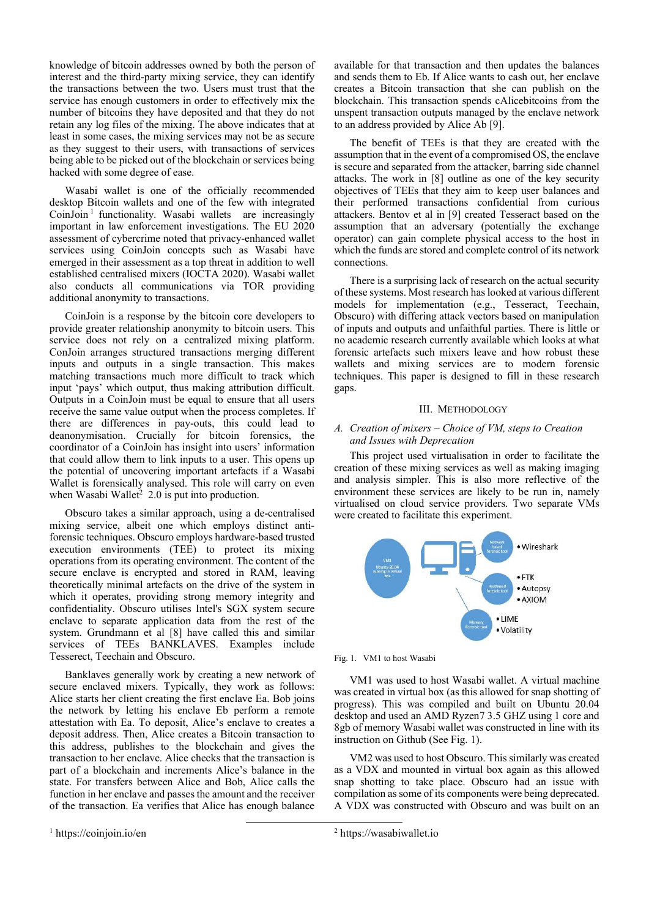knowledge of bitcoin addresses owned by both the person of interest and the third-party mixing service, they can identify the transactions between the two. Users must trust that the service has enough customers in order to effectively mix the number of bitcoins they have deposited and that they do not retain any log files of the mixing. The above indicates that at least in some cases, the mixing services may not be as secure as they suggest to their users, with transactions of services being able to be picked out of the blockchain or services being hacked with some degree of ease.

Wasabi wallet is one of the officially recommended desktop Bitcoin wallets and one of the few with integrated CoinJoin [1] functionality. Wasabi wallets are increasingly important in law enforcement investigations. The EU 2020 assessment of cybercrime noted that privacy-enhanced wallet services using CoinJoin concepts such as Wasabi have emerged in their assessment as a top threat in addition to well established centralised mixers (IOCTA 2020). Wasabi wallet also conducts all communications via TOR providing additional anonymity to transactions.

CoinJoin is a response by the bitcoin core developers to provide greater relationship anonymity to bitcoin users. This service does not rely on a centralized mixing platform. ConJoin arranges structured transactions merging different inputs and outputs in a single transaction. This makes matching transactions much more difficult to track which input 'pays' which output, thus making attribution difficult. Outputs in a CoinJoin must be equal to ensure that all users receive the same value output when the process completes. If there are differences in pay-outs, this could lead to deanonymisation. Crucially for bitcoin forensics, the coordinator of a CoinJoin has insight into users' information that could allow them to link inputs to a user. This opens up the potential of uncovering important artefacts if a Wasabi Wallet is forensically analysed. This role will carry on even when Wasabi Wallet[2] 2.0 is put into production.

Obscuro takes a similar approach, using a de-centralised mixing service, albeit one which employs distinct anti-forensic techniques. Obscuro employs hardware-based trusted execution environments (TEE) to protect its mixing operations from its operating environment. The content of the secure enclave is encrypted and stored in RAM, leaving theoretically minimal artefacts on the drive of the system in which it operates, providing strong memory integrity and confidentiality. Obscuro utilises Intel's SGX system secure enclave to separate application data from the rest of the system. Grundmann et al [8] have called this and similar services of TEEs BANKLAVES. Examples include Tesserect, Teechain and Obscuro.

Banklaves generally work by creating a new network of secure enclaved mixers. Typically, they work as follows: Alice starts her client creating the first enclave Ea. Bob joins the network by letting his enclave Eb perform a remote attestation with Ea. To deposit, Alice's enclave to creates a deposit address. Then, Alice creates a Bitcoin transaction to this address, publishes to the blockchain and gives the transaction to her enclave. Alice checks that the transaction is part of a blockchain and increments Alice's balance in the state. For transfers between Alice and Bob, Alice calls the function in her enclave and passes the amount and the receiver of the transaction. Ea verifies that Alice has enough balance available for that transaction and then updates the balances and sends them to Eb. If Alice wants to cash out, her enclave creates a Bitcoin transaction that she can publish on the blockchain. This transaction spends cAlicebitcoins from the unspent transaction outputs managed by the enclave network to an address provided by Alice Ab [9].

The benefit of TEEs is that they are created with the assumption that in the event of a compromised OS, the enclave is secure and separated from the attacker, barring side channel attacks. The work in [8] outline as one of the key security objectives of TEEs that they aim to keep user balances and their performed transactions confidential from curious attackers. Bentov et al in [9] created Tesseract based on the assumption that an adversary (potentially the exchange operator) can gain complete physical access to the host in which the funds are stored and complete control of its network connections.

There is a surprising lack of research on the actual security of these systems. Most research has looked at various different models for implementation (e.g., Tesseract, Teechain, Obscuro) with differing attack vectors based on manipulation of inputs and outputs and unfaithful parties. There is little or no academic research currently available which looks at what forensic artefacts such mixers leave and how robust these wallets and mixing services are to modern forensic techniques. This paper is designed to fill in these research gaps.

## III. Methodology

### A. *Creation of mixers – Choice of VM, steps to Creation and Issues with Deprecation*

This project used virtualisation in order to facilitate the creation of these mixing services as well as making imaging and analysis simpler. This is also more reflective of the environment these services are likely to be run in, namely virtualised on cloud service providers. Two separate VMs were created to facilitate this experiment.

Fig. 1. VM1 to host Wasabi

VM1 was used to host Wasabi wallet. A virtual machine was created in virtual box (as this allowed for snap shotting of progress). This was compiled and built on Ubuntu 20.04 desktop and used an AMD Ryzen7 3.5 GHZ using 1 core and 8gb of memory Wasabi wallet was constructed in line with its instruction on Github (See Fig. 1).

VM2 was used to host Obscuro. This similarly was created as a VDX and mounted in virtual box again as this allowed snap shotting to take place. Obscuro had an issue with compilation as some of its components were being deprecated. A VDX was constructed with Obscuro and was built on an

[1] https://coinjoin.io/en

[2] https://wasabiwallet.io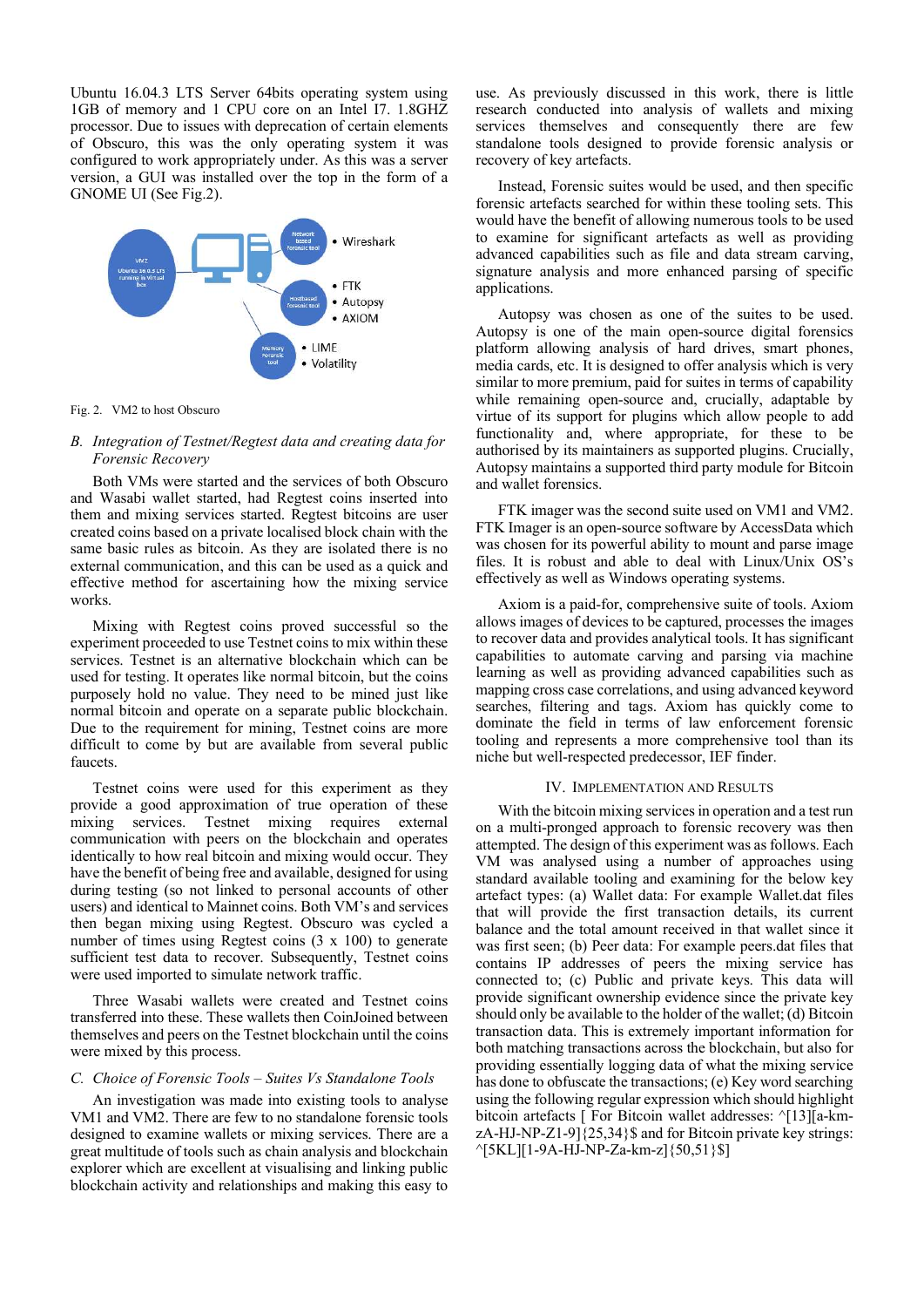Ubuntu 16.04.3 LTS Server 64bits operating system using 1GB of memory and 1 CPU core on an Intel I7. 1.8GHZ processor. Due to issues with deprecation of certain elements of Obscuro, this was the only operating system it was configured to work appropriately under. As this was a server version, a GUI was installed over the top in the form of a GNOME UI (See Fig.2).

Fig. 2. VM2 to host Obscuro

### B. Integration of Testnet/Regtest data and creating data for Forensic Recovery

Both VMs were started and the services of both Obscuro and Wasabi wallet started, had Regtest coins inserted into them and mixing services started. Regtest bitcoins are user created coins based on a private localised block chain with the same basic rules as bitcoin. As they are isolated there is no external communication, and this can be used as a quick and effective method for ascertaining how the mixing service works.

Mixing with Regtest coins proved successful so the experiment proceeded to use Testnet coins to mix within these services. Testnet is an alternative blockchain which can be used for testing. It operates like normal bitcoin, but the coins purposely hold no value. They need to be mined just like normal bitcoin and operate on a separate public blockchain. Due to the requirement for mining, Testnet coins are more difficult to come by but are available from several public faucets.

Testnet coins were used for this experiment as they provide a good approximation of true operation of these mixing services. Testnet mixing requires external communication with peers on the blockchain and operates identically to how real bitcoin and mixing would occur. They have the benefit of being free and available, designed for using during testing (so not linked to personal accounts of other users) and identical to Mainnet coins. Both VM's and services then began mixing using Regtest. Obscuro was cycled a number of times using Regtest coins (3 x 100) to generate sufficient test data to recover. Subsequently, Testnet coins were used imported to simulate network traffic.

Three Wasabi wallets were created and Testnet coins transferred into these. These wallets then CoinJoined between themselves and peers on the Testnet blockchain until the coins were mixed by this process.

### C. Choice of Forensic Tools – Suites Vs Standalone Tools

An investigation was made into existing tools to analyse VM1 and VM2. There are few to no standalone forensic tools designed to examine wallets or mixing services. There are a great multitude of tools such as chain analysis and blockchain explorer which are excellent at visualising and linking public blockchain activity and relationships and making this easy to use. As previously discussed in this work, there is little research conducted into analysis of wallets and mixing services themselves and consequently there are few standalone tools designed to provide forensic analysis or recovery of key artefacts.

Instead, Forensic suites would be used, and then specific forensic artefacts searched for within these tooling sets. This would have the benefit of allowing numerous tools to be used to examine for significant artefacts as well as providing advanced capabilities such as file and data stream carving, signature analysis and more enhanced parsing of specific applications.

Autopsy was chosen as one of the suites to be used. Autopsy is one of the main open-source digital forensics platform allowing analysis of hard drives, smart phones, media cards, etc. It is designed to offer analysis which is very similar to more premium, paid for suites in terms of capability while remaining open-source and, crucially, adaptable by virtue of its support for plugins which allow people to add functionality and, where appropriate, for these to be authorised by its maintainers as supported plugins. Crucially, Autopsy maintains a supported third party module for Bitcoin and wallet forensics.

FTK imager was the second suite used on VM1 and VM2. FTK Imager is an open-source software by AccessData which was chosen for its powerful ability to mount and parse image files. It is robust and able to deal with Linux/Unix OS's effectively as well as Windows operating systems.

Axiom is a paid-for, comprehensive suite of tools. Axiom allows images of devices to be captured, processes the images to recover data and provides analytical tools. It has significant capabilities to automate carving and parsing via machine learning as well as providing advanced capabilities such as mapping cross case correlations, and using advanced keyword searches, filtering and tags. Axiom has quickly come to dominate the field in terms of law enforcement forensic tooling and represents a more comprehensive tool than its niche but well-respected predecessor, IEF finder.

## IV. Implementation and Results

With the bitcoin mixing services in operation and a test run on a multi-pronged approach to forensic recovery was then attempted. The design of this experiment was as follows. Each VM was analysed using a number of approaches using standard available tooling and examining for the below key artefact types: (a) Wallet data: For example Wallet.dat files that will provide the first transaction details, its current balance and the total amount received in that wallet since it was first seen; (b) Peer data: For example peers.dat files that contains IP addresses of peers the mixing service has connected to; (c) Public and private keys. This data will provide significant ownership evidence since the private key should only be available to the holder of the wallet; (d) Bitcoin transaction data. This is extremely important information for both matching transactions across the blockchain, but also for providing essentially logging data of what the mixing service has done to obfuscate the transactions; (e) Key word searching using the following regular expression which should highlight bitcoin artefacts [ For Bitcoin wallet addresses: ^[13][a-km-zA-HJ-NP-Z1-9]{25,34}$ and for Bitcoin private key strings: ^[5KL][1-9A-HJ-NP-Za-km-z]{50,51}$]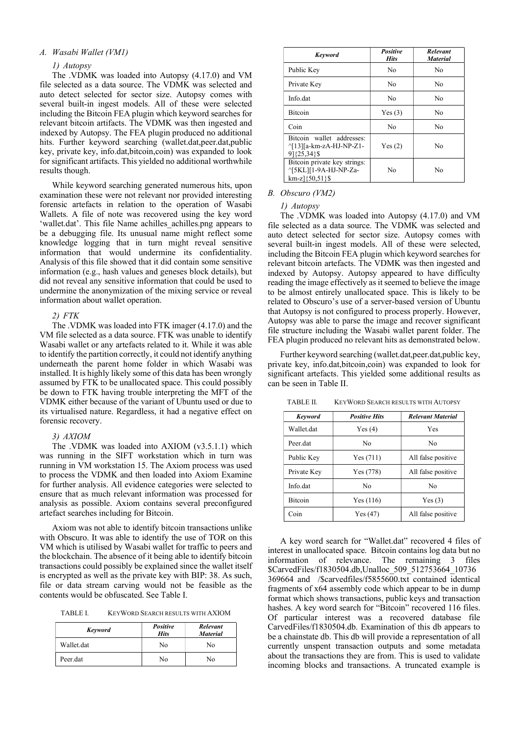### A. Wasabi Wallet (VM1)

#### 1) Autopsy

The .VDMK was loaded into Autopsy (4.17.0) and VM file selected as a data source. The VDMK was selected and auto detect selected for sector size. Autopsy comes with several built-in ingest models. All of these were selected including the Bitcoin FEA plugin which keyword searches for relevant bitcoin artifacts. The VDMK was then ingested and indexed by Autopsy. The FEA plugin produced no additional hits. Further keyword searching (wallet.dat,peer.dat,public key, private key, info.dat,bitcoin,coin) was expanded to look for significant artifacts. This yielded no additional worthwhile results though.

While keyword searching generated numerous hits, upon examination these were not relevant nor provided interesting forensic artefacts in relation to the operation of Wasabi Wallets. A file of note was recovered using the key word 'wallet.dat'. This file Name achilles_achilles.png appears to be a debugging file. Its unusual name might reflect some knowledge logging that in turn might reveal sensitive information that would undermine its confidentiality. Analysis of this file showed that it did contain some sensitive information (e.g., hash values and geneses block details), but did not reveal any sensitive information that could be used to undermine the anonymization of the mixing service or reveal information about wallet operation.

#### 2) FTK

The .VDMK was loaded into FTK imager (4.17.0) and the VM file selected as a data source. FTK was unable to identify Wasabi wallet or any artefacts related to it. While it was able to identify the partition correctly, it could not identify anything underneath the parent home folder in which Wasabi was installed. It is highly likely some of this data has been wrongly assumed by FTK to be unallocated space. This could possibly be down to FTK having trouble interpreting the MFT of the VDMK either because of the variant of Ubuntu used or due to its virtualised nature. Regardless, it had a negative effect on forensic recovery.

#### 3) AXIOM

The .VDMK was loaded into AXIOM (v3.5.1.1) which was running in the SIFT workstation which in turn was running in VM workstation 15. The Axiom process was used to process the VDMK and then loaded into Axiom Examine for further analysis. All evidence categories were selected to ensure that as much relevant information was processed for analysis as possible. Axiom contains several preconfigured artefact searches including for Bitcoin.

Axiom was not able to identify bitcoin transactions unlike with Obscuro. It was able to identify the use of TOR on this VM which is utilised by Wasabi wallet for traffic to peers and the blockchain. The absence of it being able to identify bitcoin transactions could possibly be explained since the wallet itself is encrypted as well as the private key with BIP: 38. As such, file or data stream carving would not be feasible as the contents would be obfuscated. See Table I.

TABLE I. KEYWORD SEARCH RESULTS WITH AXIOM

| *Keyword* | *Positive Hits* | *Relevant Material* |
|---|---|---|
| Wallet.dat | No | No |
| Peer.dat | No | No |
| Public Key | No | No |
| Private Key | No | No |
| Info.dat | No | No |
| Bitcoin | Yes (3) | No |
| Coin | No | No |
| Bitcoin wallet addresses: ^[13][a-km-zA-HJ-NP-Z1-9]{25,34}$ | Yes (2) | No |
| Bitcoin private key strings: ^[5KL][1-9A-HJ-NP-Za-km-z]{50,51}$ | No | No |

### B. Obscuro (VM2)

#### 1) Autopsy

The .VDMK was loaded into Autopsy (4.17.0) and VM file selected as a data source. The VDMK was selected and auto detect selected for sector size. Autopsy comes with several built-in ingest models. All of these were selected, including the Bitcoin FEA plugin which keyword searches for relevant bitcoin artefacts. The VDMK was then ingested and indexed by Autopsy. Autopsy appeared to have difficulty reading the image effectively as it seemed to believe the image to be almost entirely unallocated space. This is likely to be related to Obscuro's use of a server-based version of Ubuntu that Autopsy is not configured to process properly. However, Autopsy was able to parse the image and recover significant file structure including the Wasabi wallet parent folder. The FEA plugin produced no relevant hits as demonstrated below.

Further keyword searching (wallet.dat,peer.dat,public key, private key, info.dat,bitcoin,coin) was expanded to look for significant artefacts. This yielded some additional results as can be seen in Table II.

TABLE II. KEYWORD SEARCH RESULTS WITH AUTOPSY

| *Keyword* | *Positive Hits* | *Relevant Material* |
|---|---|---|
| Wallet.dat | Yes (4) | Yes |
| Peer.dat | No | No |
| Public Key | Yes (711) | All false positive |
| Private Key | Yes (778) | All false positive |
| Info.dat | No | No |
| Bitcoin | Yes (116) | Yes (3) |
| Coin | Yes (47) | All false positive |

A key word search for "Wallet.dat" recovered 4 files of interest in unallocated space. Bitcoin contains log data but no information of relevance. The remaining 3 files $CarvedFiles/f1830504.db,Unalloc_509_512753664_10736369664 and /$carvedfiles/f5855600.txt contained identical fragments of x64 assembly code which appear to be in dump format which shows transactions, public keys and transaction hashes. A key word search for "Bitcoin" recovered 116 files. Of particular interest was a recovered database file CarvedFiles/f1830504.db. Examination of this db appears to be a chainstate db. This db will provide a representation of all currently unspent transaction outputs and some metadata about the transactions they are from. This is used to validate incoming blocks and transactions. A truncated example is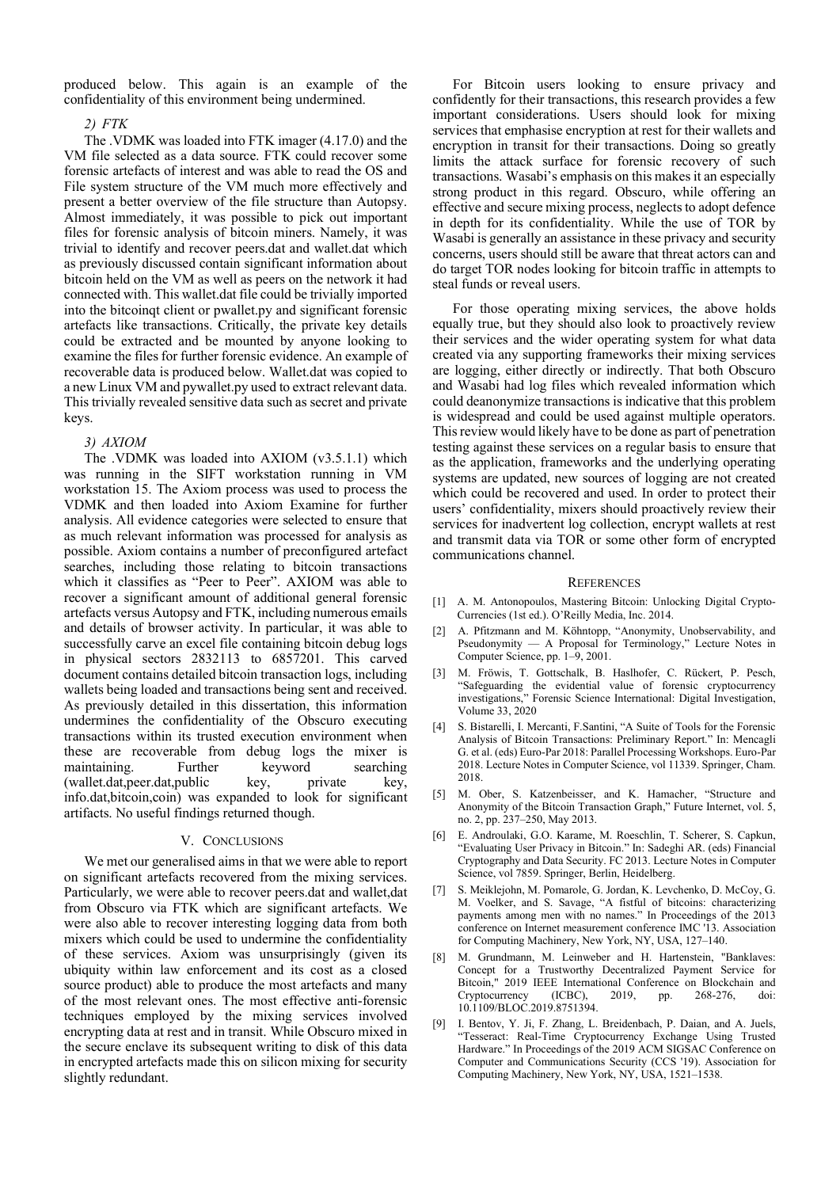produced below. This again is an example of the confidentiality of this environment being undermined.

### 2) FTK

The .VDMK was loaded into FTK imager (4.17.0) and the VM file selected as a data source. FTK could recover some forensic artefacts of interest and was able to read the OS and File system structure of the VM much more effectively and present a better overview of the file structure than Autopsy. Almost immediately, it was possible to pick out important files for forensic analysis of bitcoin miners. Namely, it was trivial to identify and recover peers.dat and wallet.dat which as previously discussed contain significant information about bitcoin held on the VM as well as peers on the network it had connected with. This wallet.dat file could be trivially imported into the bitcoinqt client or pwallet.py and significant forensic artefacts like transactions. Critically, the private key details could be extracted and be mounted by anyone looking to examine the files for further forensic evidence. An example of recoverable data is produced below. Wallet.dat was copied to a new Linux VM and pywallet.py used to extract relevant data. This trivially revealed sensitive data such as secret and private keys.

### 3) AXIOM

The .VDMK was loaded into AXIOM (v3.5.1.1) which was running in the SIFT workstation running in VM workstation 15. The Axiom process was used to process the VDMK and then loaded into Axiom Examine for further analysis. All evidence categories were selected to ensure that as much relevant information was processed for analysis as possible. Axiom contains a number of preconfigured artefact searches, including those relating to bitcoin transactions which it classifies as "Peer to Peer". AXIOM was able to recover a significant amount of additional general forensic artefacts versus Autopsy and FTK, including numerous emails and details of browser activity. In particular, it was able to successfully carve an excel file containing bitcoin debug logs in physical sectors 2832113 to 6857201. This carved document contains detailed bitcoin transaction logs, including wallets being loaded and transactions being sent and received. As previously detailed in this dissertation, this information undermines the confidentiality of the Obscuro executing transactions within its trusted execution environment when these are recoverable from debug logs the mixer is maintaining. Further keyword searching (wallet.dat,peer.dat,public key, private key, info.dat,bitcoin,coin) was expanded to look for significant artifacts. No useful findings returned though.

## V. Conclusions

We met our generalised aims in that we were able to report on significant artefacts recovered from the mixing services. Particularly, we were able to recover peers.dat and wallet,dat from Obscuro via FTK which are significant artefacts. We were also able to recover interesting logging data from both mixers which could be used to undermine the confidentiality of these services. Axiom was unsurprisingly (given its ubiquity within law enforcement and its cost as a closed source product) able to produce the most artefacts and many of the most relevant ones. The most effective anti-forensic techniques employed by the mixing services involved encrypting data at rest and in transit. While Obscuro mixed in the secure enclave its subsequent writing to disk of this data in encrypted artefacts made this on silicon mixing for security slightly redundant.

For Bitcoin users looking to ensure privacy and confidently for their transactions, this research provides a few important considerations. Users should look for mixing services that emphasise encryption at rest for their wallets and encryption in transit for their transactions. Doing so greatly limits the attack surface for forensic recovery of such transactions. Wasabi's emphasis on this makes it an especially strong product in this regard. Obscuro, while offering an effective and secure mixing process, neglects to adopt defence in depth for its confidentiality. While the use of TOR by Wasabi is generally an assistance in these privacy and security concerns, users should still be aware that threat actors can and do target TOR nodes looking for bitcoin traffic in attempts to steal funds or reveal users.

For those operating mixing services, the above holds equally true, but they should also look to proactively review their services and the wider operating system for what data created via any supporting frameworks their mixing services are logging, either directly or indirectly. That both Obscuro and Wasabi had log files which revealed information which could deanonymize transactions is indicative that this problem is widespread and could be used against multiple operators. This review would likely have to be done as part of penetration testing against these services on a regular basis to ensure that as the application, frameworks and the underlying operating systems are updated, new sources of logging are not created which could be recovered and used. In order to protect their users' confidentiality, mixers should proactively review their services for inadvertent log collection, encrypt wallets at rest and transmit data via TOR or some other form of encrypted communications channel.

## References

[1] A. M. Antonopoulos, Mastering Bitcoin: Unlocking Digital Crypto-Currencies (1st ed.). O'Reilly Media, Inc. 2014.

[2] A. Pfitzmann and M. Köhntopp, "Anonymity, Unobservability, and Pseudonymity — A Proposal for Terminology," Lecture Notes in Computer Science, pp. 1–9, 2001.

[3] M. Fröwis, T. Gottschalk, B. Haslhofer, C. Rückert, P. Pesch, "Safeguarding the evidential value of forensic cryptocurrency investigations," Forensic Science International: Digital Investigation, Volume 33, 2020

[4] S. Bistarelli, I. Mercanti, F.Santini, "A Suite of Tools for the Forensic Analysis of Bitcoin Transactions: Preliminary Report." In: Mencagli G. et al. (eds) Euro-Par 2018: Parallel Processing Workshops. Euro-Par 2018. Lecture Notes in Computer Science, vol 11339. Springer, Cham. 2018.

[5] M. Ober, S. Katzenbeisser, and K. Hamacher, "Structure and Anonymity of the Bitcoin Transaction Graph," Future Internet, vol. 5, no. 2, pp. 237–250, May 2013.

[6] E. Androulaki, G.O. Karame, M. Roeschlin, T. Scherer, S. Capkun, "Evaluating User Privacy in Bitcoin." In: Sadeghi AR. (eds) Financial Cryptography and Data Security. FC 2013. Lecture Notes in Computer Science, vol 7859. Springer, Berlin, Heidelberg.

[7] S. Meiklejohn, M. Pomarole, G. Jordan, K. Levchenko, D. McCoy, G. M. Voelker, and S. Savage, "A fistful of bitcoins: characterizing payments among men with no names." In Proceedings of the 2013 conference on Internet measurement conference IMC '13. Association for Computing Machinery, New York, NY, USA, 127–140.

[8] M. Grundmann, M. Leinweber and H. Hartenstein, "Banklaves: Concept for a Trustworthy Decentralized Payment Service for Bitcoin," 2019 IEEE International Conference on Blockchain and Cryptocurrency (ICBC), 2019, pp. 268-276, doi: 10.1109/BLOC.2019.8751394.

[9] I. Bentov, Y. Ji, F. Zhang, L. Breidenbach, P. Daian, and A. Juels, "Tesseract: Real-Time Cryptocurrency Exchange Using Trusted Hardware." In Proceedings of the 2019 ACM SIGSAC Conference on Computer and Communications Security (CCS '19). Association for Computing Machinery, New York, NY, USA, 1521–1538.